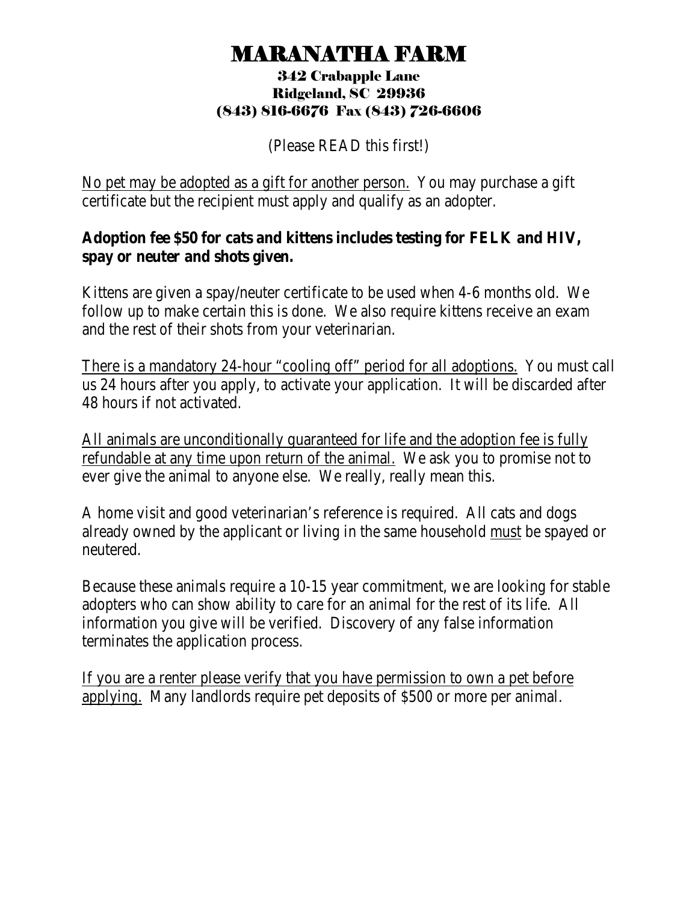# MARANATHA FARM

**342 Crabapple Lane**
**Ridgeland, SC 29936**
**(843) 816-6676 Fax (843) 726-6606**

(Please READ this first!)

No pet may be adopted as a gift for another person. You may purchase a gift certificate but the recipient must apply and qualify as an adopter.

**Adoption fee $50 for cats and kittens includes testing for FELK and HIV, spay or neuter and shots given.**

Kittens are given a spay/neuter certificate to be used when 4-6 months old. We follow up to make certain this is done. We also require kittens receive an exam and the rest of their shots from your veterinarian.

There is a mandatory 24-hour "cooling off" period for all adoptions. You must call us 24 hours after you apply, to activate your application. It will be discarded after 48 hours if not activated.

All animals are unconditionally guaranteed for life and the adoption fee is fully refundable at any time upon return of the animal. We ask you to promise not to ever give the animal to anyone else. We really, really mean this.

A home visit and good veterinarian's reference is required. All cats and dogs already owned by the applicant or living in the same household must be spayed or neutered.

Because these animals require a 10-15 year commitment, we are looking for stable adopters who can show ability to care for an animal for the rest of its life. All information you give will be verified. Discovery of any false information terminates the application process.

If you are a renter please verify that you have permission to own a pet before applying. Many landlords require pet deposits of $500 or more per animal.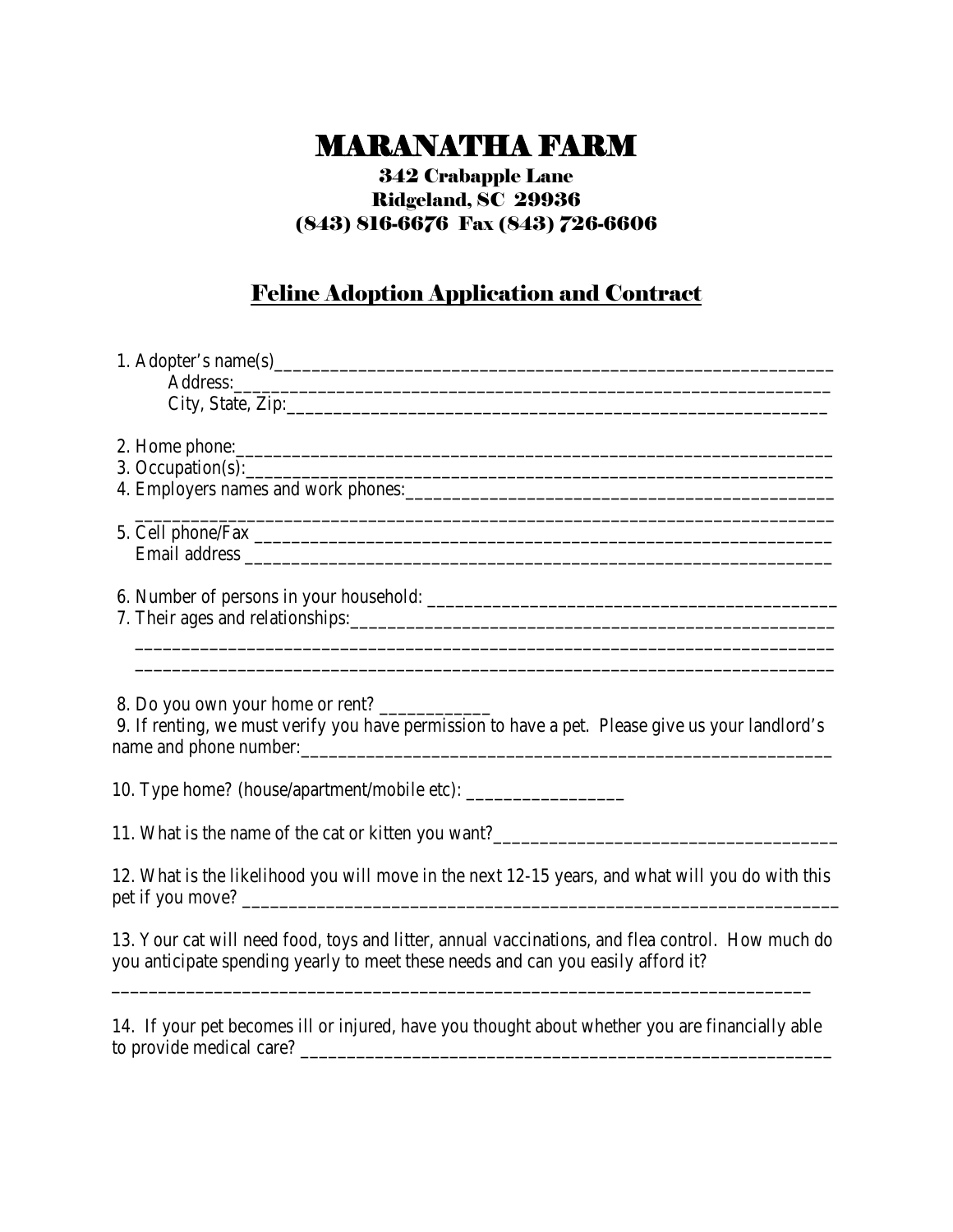# MARANATHA FARM

### 342 Crabapple Lane
### Ridgeland, SC 29936
### (843) 816-6676 Fax (843) 726-6606

## Feline Adoption Application and Contract

1. Adopter's name(s)________________________________________________________________
   Address:______________________________________________________________________
   City, State, Zip:_________________________________________________________________

2. Home phone:_____________________________________________________________________
3. Occupation(s):___________________________________________________________________
4. Employers names and work phones:_________________________________________________
   ____________________________________________________________________________
5. Cell phone/Fax __________________________________________________________________
   Email address ___________________________________________________________________

6. Number of persons in your household: ______________________________________________
7. Their ages and relationships:_______________________________________________________
   ____________________________________________________________________________
   ____________________________________________________________________________

8. Do you own your home or rent? ____________
9. If renting, we must verify you have permission to have a pet. Please give us your landlord's name and phone number:_______________________________________________________________

10. Type home? (house/apartment/mobile etc): __________________

11. What is the name of the cat or kitten you want?______________________________________

12. What is the likelihood you will move in the next 12-15 years, and what will you do with this pet if you move? ____________________________________________________________________

13. Your cat will need food, toys and litter, annual vaccinations, and flea control. How much do you anticipate spending yearly to meet these needs and can you easily afford it?
____________________________________________________________________________

14. If your pet becomes ill or injured, have you thought about whether you are financially able to provide medical care? ___________________________________________________________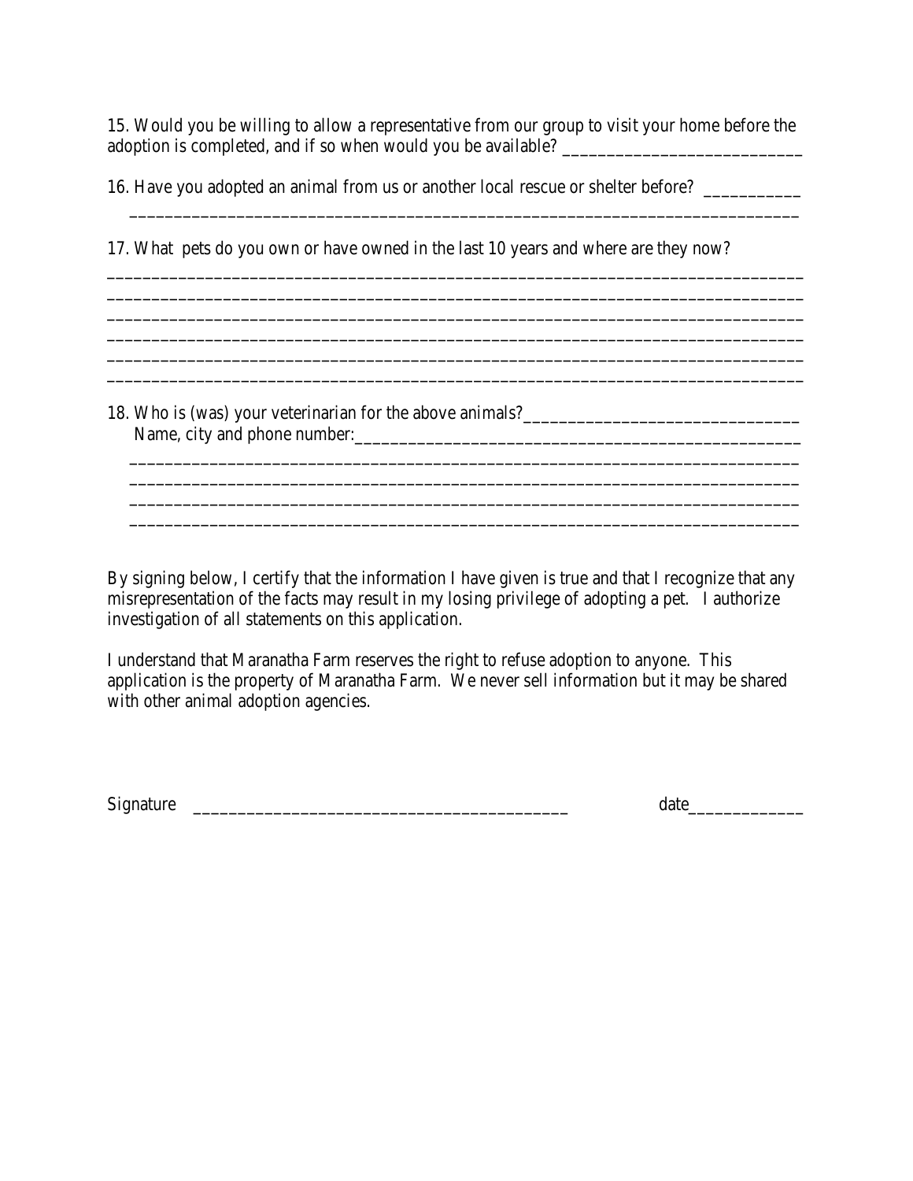15. Would you be willing to allow a representative from our group to visit your home before the adoption is completed, and if so when would you be available? ___________________________

16. Have you adopted an animal from us or another local rescue or shelter before? ___________
___________________________________________________________________________

17. What pets do you own or have owned in the last 10 years and where are they now?
_____________________________________________________________________________
_____________________________________________________________________________
_____________________________________________________________________________
_____________________________________________________________________________
_____________________________________________________________________________
_____________________________________________________________________________

18. Who is (was) your veterinarian for the above animals?______________________________
Name, city and phone number:____________________________________________________
___________________________________________________________________________
___________________________________________________________________________
___________________________________________________________________________
___________________________________________________________________________

By signing below, I certify that the information I have given is true and that I recognize that any misrepresentation of the facts may result in my losing privilege of adopting a pet. I authorize investigation of all statements on this application.

I understand that Maranatha Farm reserves the right to refuse adoption to anyone. This application is the property of Maranatha Farm. We never sell information but it may be shared with other animal adoption agencies.

Signature ___________________________________________ date_____________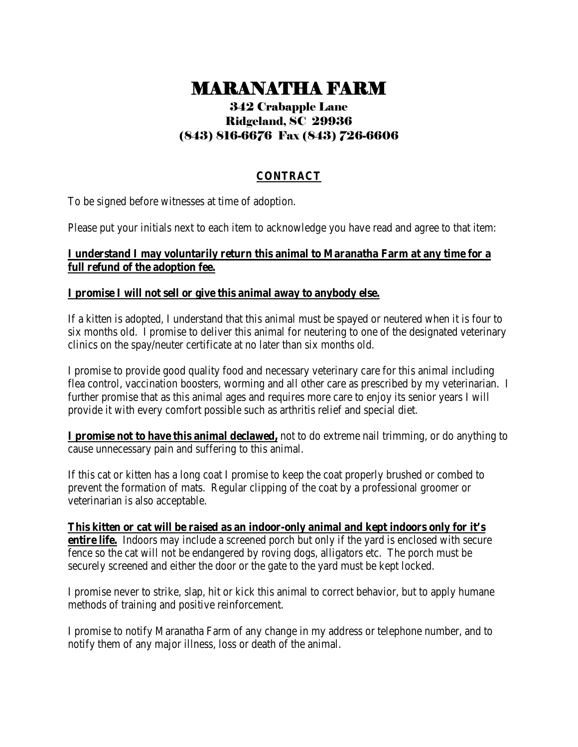# MARANATHA FARM

### 342 Crabapple Lane
### Ridgeland, SC 29936
### (843) 816-6676 Fax (843) 726-6606

## CONTRACT

To be signed before witnesses at time of adoption.

Please put your initials next to each item to acknowledge you have read and agree to that item:

**I understand I may voluntarily return this animal to Maranatha Farm at any time for a full refund of the adoption fee.**

**I promise I will not sell or give this animal away to anybody else.**

If a kitten is adopted, I understand that this animal must be spayed or neutered when it is four to six months old. I promise to deliver this animal for neutering to one of the designated veterinary clinics on the spay/neuter certificate at no later than six months old.

I promise to provide good quality food and necessary veterinary care for this animal including flea control, vaccination boosters, worming and all other care as prescribed by my veterinarian. I further promise that as this animal ages and requires more care to enjoy its senior years I will provide it with every comfort possible such as arthritis relief and special diet.

**I promise not to have this animal declawed,** not to do extreme nail trimming, or do anything to cause unnecessary pain and suffering to this animal.

If this cat or kitten has a long coat I promise to keep the coat properly brushed or combed to prevent the formation of mats. Regular clipping of the coat by a professional groomer or veterinarian is also acceptable.

**This kitten or cat will be raised as an indoor-only animal and kept indoors only for it's entire life.** Indoors may include a screened porch but only if the yard is enclosed with secure fence so the cat will not be endangered by roving dogs, alligators etc. The porch must be securely screened and either the door or the gate to the yard must be kept locked.

I promise never to strike, slap, hit or kick this animal to correct behavior, but to apply humane methods of training and positive reinforcement.

I promise to notify Maranatha Farm of any change in my address or telephone number, and to notify them of any major illness, loss or death of the animal.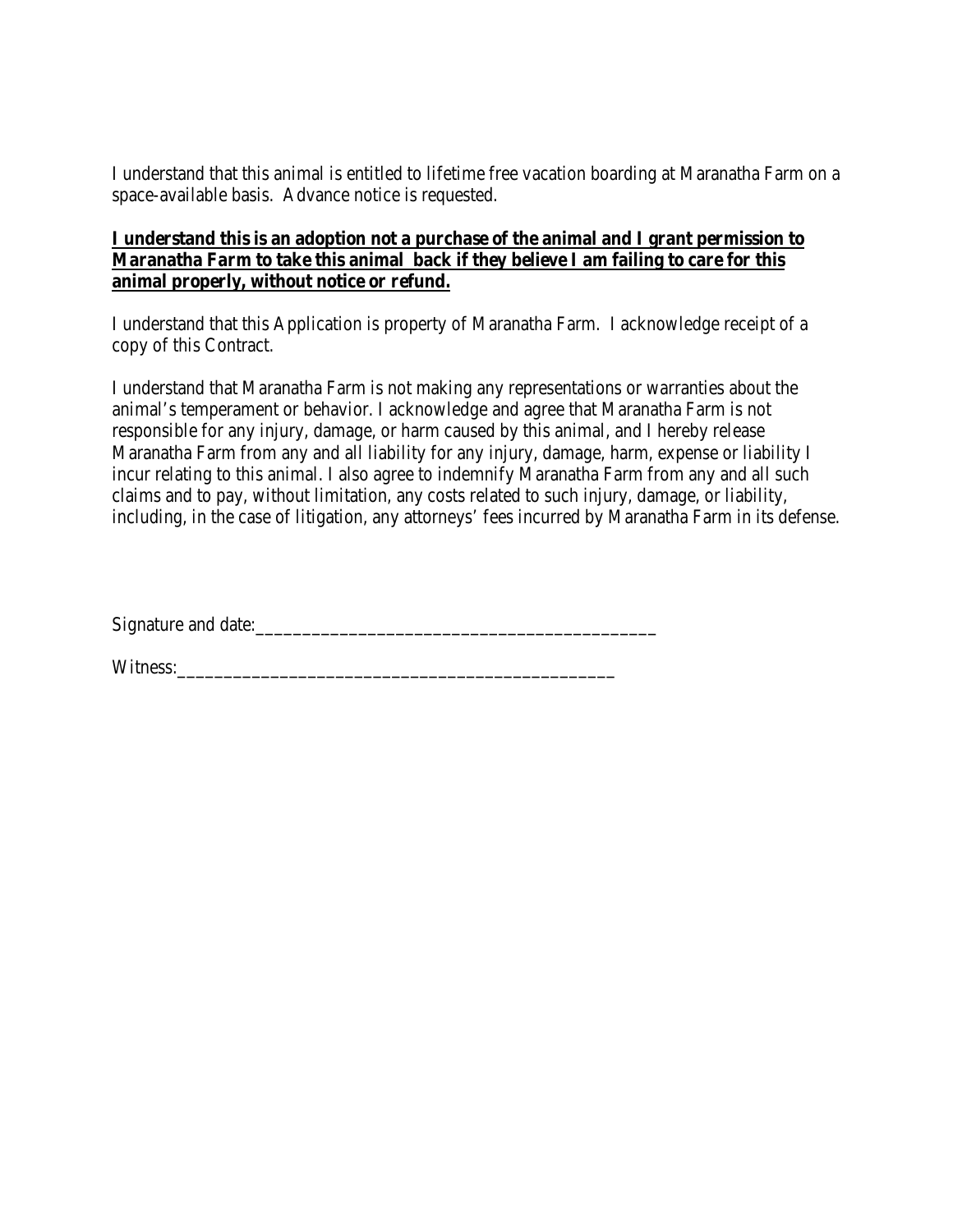I understand that this animal is entitled to lifetime free vacation boarding at Maranatha Farm on a space-available basis. Advance notice is requested.

**I understand this is an adoption not a purchase of the animal and I grant permission to Maranatha Farm to take this animal back if they believe I am failing to care for this animal properly, without notice or refund.**

I understand that this Application is property of Maranatha Farm. I acknowledge receipt of a copy of this Contract.

I understand that Maranatha Farm is not making any representations or warranties about the animal's temperament or behavior. I acknowledge and agree that Maranatha Farm is not responsible for any injury, damage, or harm caused by this animal, and I hereby release Maranatha Farm from any and all liability for any injury, damage, harm, expense or liability I incur relating to this animal. I also agree to indemnify Maranatha Farm from any and all such claims and to pay, without limitation, any costs related to such injury, damage, or liability, including, in the case of litigation, any attorneys' fees incurred by Maranatha Farm in its defense.

Signature and date:___________________________________________

Witness:_______________________________________________